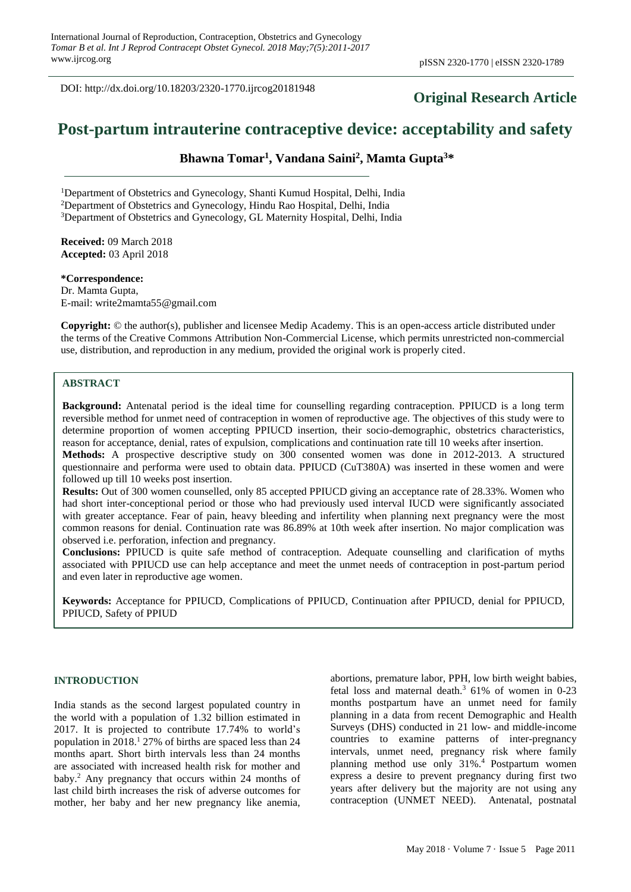DOI: http://dx.doi.org/10.18203/2320-1770.ijrcog20181948

**Original Research Article**

# Post-partum intrauterine contraceptive device: acceptability and safety

**Bhawna Tomar[1], Vandana Saini[2], Mamta Gupta[3]***

[1]Department of Obstetrics and Gynecology, Shanti Kumud Hospital, Delhi, India
[2]Department of Obstetrics and Gynecology, Hindu Rao Hospital, Delhi, India
[3]Department of Obstetrics and Gynecology, GL Maternity Hospital, Delhi, India

**Received:** 09 March 2018
**Accepted:** 03 April 2018

***Correspondence:**
Dr. Mamta Gupta,
E-mail: write2mamta55@gmail.com

**Copyright:** © the author(s), publisher and licensee Medip Academy. This is an open-access article distributed under the terms of the Creative Commons Attribution Non-Commercial License, which permits unrestricted non-commercial use, distribution, and reproduction in any medium, provided the original work is properly cited.

## ABSTRACT

**Background:** Antenatal period is the ideal time for counselling regarding contraception. PPIUCD is a long term reversible method for unmet need of contraception in women of reproductive age. The objectives of this study were to determine proportion of women accepting PPIUCD insertion, their socio-demographic, obstetrics characteristics, reason for acceptance, denial, rates of expulsion, complications and continuation rate till 10 weeks after insertion.

**Methods:** A prospective descriptive study on 300 consented women was done in 2012-2013. A structured questionnaire and performa were used to obtain data. PPIUCD (CuT380A) was inserted in these women and were followed up till 10 weeks post insertion.

**Results:** Out of 300 women counselled, only 85 accepted PPIUCD giving an acceptance rate of 28.33%. Women who had short inter-conceptional period or those who had previously used interval IUCD were significantly associated with greater acceptance. Fear of pain, heavy bleeding and infertility when planning next pregnancy were the most common reasons for denial. Continuation rate was 86.89% at 10th week after insertion. No major complication was observed i.e. perforation, infection and pregnancy.

**Conclusions:** PPIUCD is quite safe method of contraception. Adequate counselling and clarification of myths associated with PPIUCD use can help acceptance and meet the unmet needs of contraception in post-partum period and even later in reproductive age women.

**Keywords:** Acceptance for PPIUCD, Complications of PPIUCD, Continuation after PPIUCD, denial for PPIUCD, PPIUCD, Safety of PPIUD

## INTRODUCTION

India stands as the second largest populated country in the world with a population of 1.32 billion estimated in 2017. It is projected to contribute 17.74% to world's population in 2018.[1] 27% of births are spaced less than 24 months apart. Short birth intervals less than 24 months are associated with increased health risk for mother and baby.[2] Any pregnancy that occurs within 24 months of last child birth increases the risk of adverse outcomes for mother, her baby and her new pregnancy like anemia, abortions, premature labor, PPH, low birth weight babies, fetal loss and maternal death.[3] 61% of women in 0-23 months postpartum have an unmet need for family planning in a data from recent Demographic and Health Surveys (DHS) conducted in 21 low- and middle-income countries to examine patterns of inter-pregnancy intervals, unmet need, pregnancy risk where family planning method use only 31%.[4] Postpartum women express a desire to prevent pregnancy during first two years after delivery but the majority are not using any contraception (UNMET NEED). Antenatal, postnatal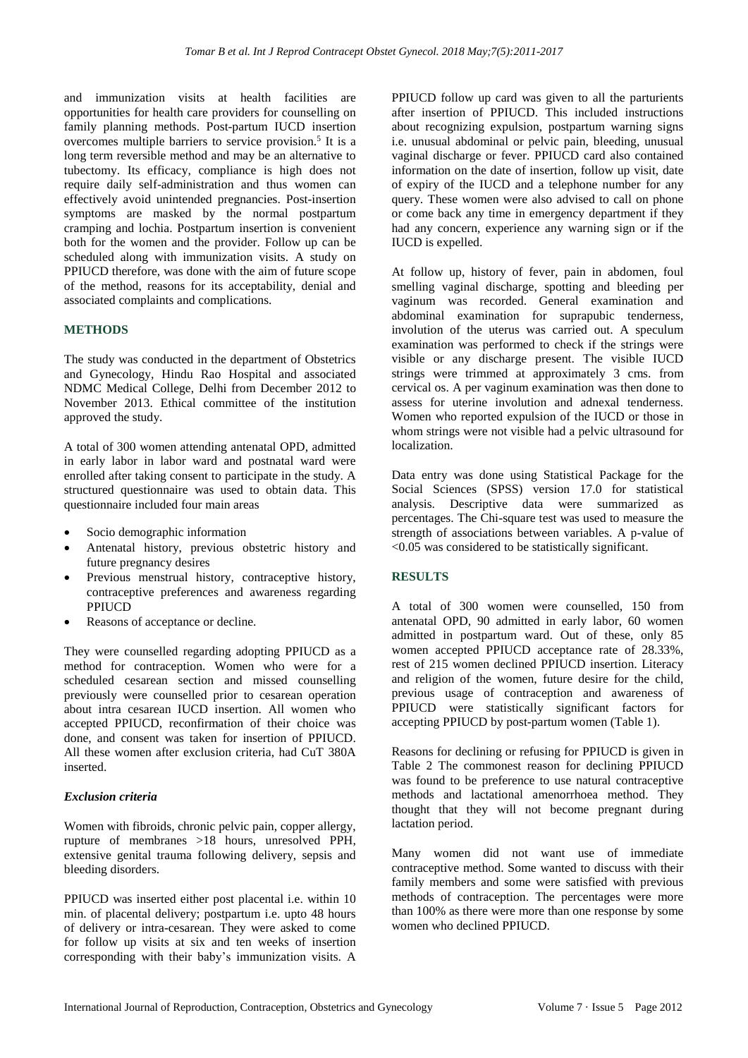and immunization visits at health facilities are opportunities for health care providers for counselling on family planning methods. Post-partum IUCD insertion overcomes multiple barriers to service provision.[5] It is a long term reversible method and may be an alternative to tubectomy. Its efficacy, compliance is high does not require daily self-administration and thus women can effectively avoid unintended pregnancies. Post-insertion symptoms are masked by the normal postpartum cramping and lochia. Postpartum insertion is convenient both for the women and the provider. Follow up can be scheduled along with immunization visits. A study on PPIUCD therefore, was done with the aim of future scope of the method, reasons for its acceptability, denial and associated complaints and complications.

## METHODS

The study was conducted in the department of Obstetrics and Gynecology, Hindu Rao Hospital and associated NDMC Medical College, Delhi from December 2012 to November 2013. Ethical committee of the institution approved the study.

A total of 300 women attending antenatal OPD, admitted in early labor in labor ward and postnatal ward were enrolled after taking consent to participate in the study. A structured questionnaire was used to obtain data. This questionnaire included four main areas

- Socio demographic information
- Antenatal history, previous obstetric history and future pregnancy desires
- Previous menstrual history, contraceptive history, contraceptive preferences and awareness regarding PPIUCD
- Reasons of acceptance or decline.

They were counselled regarding adopting PPIUCD as a method for contraception. Women who were for a scheduled cesarean section and missed counselling previously were counselled prior to cesarean operation about intra cesarean IUCD insertion. All women who accepted PPIUCD, reconfirmation of their choice was done, and consent was taken for insertion of PPIUCD. All these women after exclusion criteria, had CuT 380A inserted.

### *Exclusion criteria*

Women with fibroids, chronic pelvic pain, copper allergy, rupture of membranes >18 hours, unresolved PPH, extensive genital trauma following delivery, sepsis and bleeding disorders.

PPIUCD was inserted either post placental i.e. within 10 min. of placental delivery; postpartum i.e. upto 48 hours of delivery or intra-cesarean. They were asked to come for follow up visits at six and ten weeks of insertion corresponding with their baby's immunization visits. A PPIUCD follow up card was given to all the parturients after insertion of PPIUCD. This included instructions about recognizing expulsion, postpartum warning signs i.e. unusual abdominal or pelvic pain, bleeding, unusual vaginal discharge or fever. PPIUCD card also contained information on the date of insertion, follow up visit, date of expiry of the IUCD and a telephone number for any query. These women were also advised to call on phone or come back any time in emergency department if they had any concern, experience any warning sign or if the IUCD is expelled.

At follow up, history of fever, pain in abdomen, foul smelling vaginal discharge, spotting and bleeding per vaginum was recorded. General examination and abdominal examination for suprapubic tenderness, involution of the uterus was carried out. A speculum examination was performed to check if the strings were visible or any discharge present. The visible IUCD strings were trimmed at approximately 3 cms. from cervical os. A per vaginum examination was then done to assess for uterine involution and adnexal tenderness. Women who reported expulsion of the IUCD or those in whom strings were not visible had a pelvic ultrasound for localization.

Data entry was done using Statistical Package for the Social Sciences (SPSS) version 17.0 for statistical analysis. Descriptive data were summarized as percentages. The Chi-square test was used to measure the strength of associations between variables. A p-value of $<0.05$ was considered to be statistically significant.

## RESULTS

A total of 300 women were counselled, 150 from antenatal OPD, 90 admitted in early labor, 60 women admitted in postpartum ward. Out of these, only 85 women accepted PPIUCD acceptance rate of 28.33%, rest of 215 women declined PPIUCD insertion. Literacy and religion of the women, future desire for the child, previous usage of contraception and awareness of PPIUCD were statistically significant factors for accepting PPIUCD by post-partum women (Table 1).

Reasons for declining or refusing for PPIUCD is given in Table 2 The commonest reason for declining PPIUCD was found to be preference to use natural contraceptive methods and lactational amenorrhoea method. They thought that they will not become pregnant during lactation period.

Many women did not want use of immediate contraceptive method. Some wanted to discuss with their family members and some were satisfied with previous methods of contraception. The percentages were more than 100% as there were more than one response by some women who declined PPIUCD.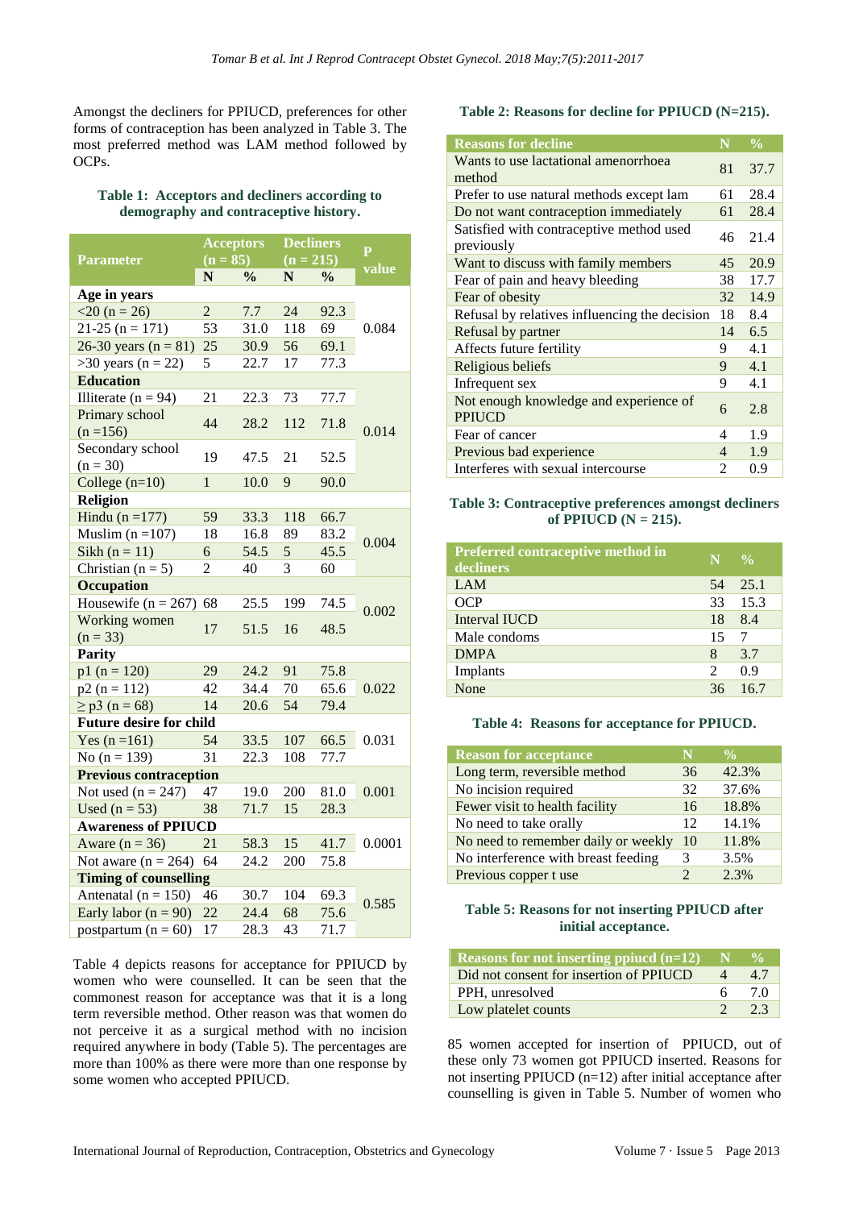Amongst the decliners for PPIUCD, preferences for other forms of contraception has been analyzed in Table 3. The most preferred method was LAM method followed by OCPs.

**Table 1: Acceptors and decliners according to demography and contraceptive history.**

| Parameter | Acceptors (n = 85) | | Decliners (n = 215) | | P value |
|---|---|---|---|---|---|
| | N | % | N | % | |
| **Age in years** | | | | | |
| <20 (n = 26) | 2 | 7.7 | 24 | 92.3 | 0.084 |
| 21-25 (n = 171) | 53 | 31.0 | 118 | 69 | |
| 26-30 years (n = 81) | 25 | 30.9 | 56 | 69.1 | |
| >30 years (n = 22) | 5 | 22.7 | 17 | 77.3 | |
| **Education** | | | | | |
| Illiterate (n = 94) | 21 | 22.3 | 73 | 77.7 | 0.014 |
| Primary school (n =156) | 44 | 28.2 | 112 | 71.8 | |
| Secondary school (n = 30) | 19 | 47.5 | 21 | 52.5 | |
| College (n=10) | 1 | 10.0 | 9 | 90.0 | |
| **Religion** | | | | | |
| Hindu (n =177) | 59 | 33.3 | 118 | 66.7 | 0.004 |
| Muslim (n =107) | 18 | 16.8 | 89 | 83.2 | |
| Sikh (n = 11) | 6 | 54.5 | 5 | 45.5 | |
| Christian (n = 5) | 2 | 40 | 3 | 60 | |
| **Occupation** | | | | | |
| Housewife (n = 267) | 68 | 25.5 | 199 | 74.5 | 0.002 |
| Working women (n = 33) | 17 | 51.5 | 16 | 48.5 | |
| **Parity** | | | | | |
| p1 (n = 120) | 29 | 24.2 | 91 | 75.8 | 0.022 |
| p2 (n = 112) | 42 | 34.4 | 70 | 65.6 | |
| ≥ p3 (n = 68) | 14 | 20.6 | 54 | 79.4 | |
| **Future desire for child** | | | | | |
| Yes (n =161) | 54 | 33.5 | 107 | 66.5 | 0.031 |
| No (n = 139) | 31 | 22.3 | 108 | 77.7 | |
| **Previous contraception** | | | | | |
| Not used (n = 247) | 47 | 19.0 | 200 | 81.0 | 0.001 |
| Used (n = 53) | 38 | 71.7 | 15 | 28.3 | |
| **Awareness of PPIUCD** | | | | | |
| Aware (n = 36) | 21 | 58.3 | 15 | 41.7 | 0.0001 |
| Not aware (n = 264) | 64 | 24.2 | 200 | 75.8 | |
| **Timing of counselling** | | | | | |
| Antenatal (n = 150) | 46 | 30.7 | 104 | 69.3 | 0.585 |
| Early labor (n = 90) | 22 | 24.4 | 68 | 75.6 | |
| postpartum (n = 60) | 17 | 28.3 | 43 | 71.7 | |

Table 4 depicts reasons for acceptance for PPIUCD by women who were counselled. It can be seen that the commonest reason for acceptance was that it is a long term reversible method. Other reason was that women do not perceive it as a surgical method with no incision required anywhere in body (Table 5). The percentages are more than 100% as there were more than one response by some women who accepted PPIUCD.

**Table 2: Reasons for decline for PPIUCD (N=215).**

| Reasons for decline | N | % |
|---|---|---|
| Wants to use lactational amenorrhoea method | 81 | 37.7 |
| Prefer to use natural methods except lam | 61 | 28.4 |
| Do not want contraception immediately | 61 | 28.4 |
| Satisfied with contraceptive method used previously | 46 | 21.4 |
| Want to discuss with family members | 45 | 20.9 |
| Fear of pain and heavy bleeding | 38 | 17.7 |
| Fear of obesity | 32 | 14.9 |
| Refusal by relatives influencing the decision | 18 | 8.4 |
| Refusal by partner | 14 | 6.5 |
| Affects future fertility | 9 | 4.1 |
| Religious beliefs | 9 | 4.1 |
| Infrequent sex | 9 | 4.1 |
| Not enough knowledge and experience of PPIUCD | 6 | 2.8 |
| Fear of cancer | 4 | 1.9 |
| Previous bad experience | 4 | 1.9 |
| Interferes with sexual intercourse | 2 | 0.9 |

**Table 3: Contraceptive preferences amongst decliners of PPIUCD (N = 215).**

| Preferred contraceptive method in decliners | N | % |
|---|---|---|
| LAM | 54 | 25.1 |
| OCP | 33 | 15.3 |
| Interval IUCD | 18 | 8.4 |
| Male condoms | 15 | 7 |
| DMPA | 8 | 3.7 |
| Implants | 2 | 0.9 |
| None | 36 | 16.7 |

**Table 4: Reasons for acceptance for PPIUCD.**

| Reason for acceptance | N | % |
|---|---|---|
| Long term, reversible method | 36 | 42.3% |
| No incision required | 32 | 37.6% |
| Fewer visit to health facility | 16 | 18.8% |
| No need to take orally | 12 | 14.1% |
| No need to remember daily or weekly | 10 | 11.8% |
| No interference with breast feeding | 3 | 3.5% |
| Previous copper t use | 2 | 2.3% |

**Table 5: Reasons for not inserting PPIUCD after initial acceptance.**

| Reasons for not inserting ppiucd (n=12) | N | % |
|---|---|---|
| Did not consent for insertion of PPIUCD | 4 | 4.7 |
| PPH, unresolved | 6 | 7.0 |
| Low platelet counts | 2 | 2.3 |

85 women accepted for insertion of PPIUCD, out of these only 73 women got PPIUCD inserted. Reasons for not inserting PPIUCD (n=12) after initial acceptance after counselling is given in Table 5. Number of women who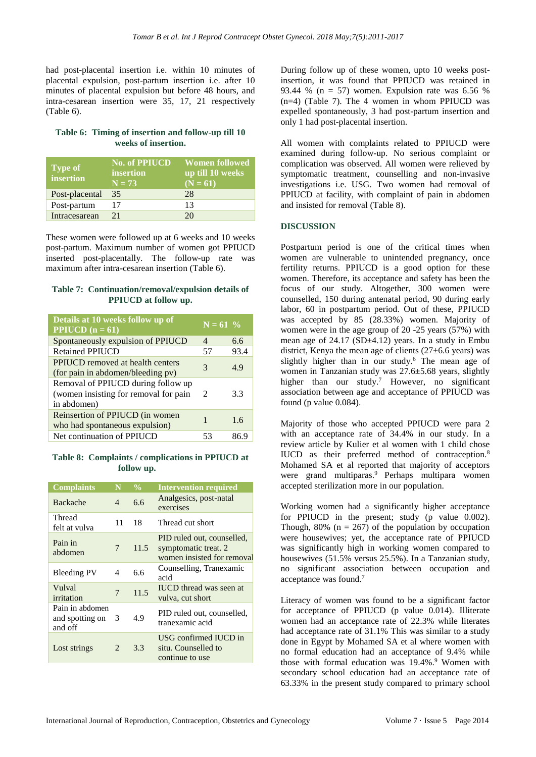had post-placental insertion i.e. within 10 minutes of placental expulsion, post-partum insertion i.e. after 10 minutes of placental expulsion but before 48 hours, and intra-cesarean insertion were 35, 17, 21 respectively (Table 6).

**Table 6: Timing of insertion and follow-up till 10 weeks of insertion.**

| Type of insertion | No. of PPIUCD insertion N = 73 | Women followed up till 10 weeks (N = 61) |
|---|---|---|
| Post-placental | 35 | 28 |
| Post-partum | 17 | 13 |
| Intracesarean | 21 | 20 |

These women were followed up at 6 weeks and 10 weeks post-partum. Maximum number of women got PPIUCD inserted post-placentally. The follow-up rate was maximum after intra-cesarean insertion (Table 6).

**Table 7: Continuation/removal/expulsion details of PPIUCD at follow up.**

| Details at 10 weeks follow up of PPIUCD (n = 61) | N = 61 | % |
|---|---|---|
| Spontaneously expulsion of PPIUCD | 4 | 6.6 |
| Retained PPIUCD | 57 | 93.4 |
| PPIUCD removed at health centers (for pain in abdomen/bleeding pv) | 3 | 4.9 |
| Removal of PPIUCD during follow up (women insisting for removal for pain in abdomen) | 2 | 3.3 |
| Reinsertion of PPIUCD (in women who had spontaneous expulsion) | 1 | 1.6 |
| Net continuation of PPIUCD | 53 | 86.9 |

**Table 8: Complaints / complications in PPIUCD at follow up.**

| Complaints | N | % | Intervention required |
|---|---|---|---|
| Backache | 4 | 6.6 | Analgesics, post-natal exercises |
| Thread felt at vulva | 11 | 18 | Thread cut short |
| Pain in abdomen | 7 | 11.5 | PID ruled out, counselled, symptomatic treat. 2 women insisted for removal |
| Bleeding PV | 4 | 6.6 | Counselling, Tranexamic acid |
| Vulval irritation | 7 | 11.5 | IUCD thread was seen at vulva, cut short |
| Pain in abdomen and spotting on and off | 3 | 4.9 | PID ruled out, counselled, tranexamic acid |
| Lost strings | 2 | 3.3 | USG confirmed IUCD in situ. Counselled to continue to use |

During follow up of these women, upto 10 weeks post-insertion, it was found that PPIUCD was retained in 93.44 % (n = 57) women. Expulsion rate was 6.56 % (n=4) (Table 7). The 4 women in whom PPIUCD was expelled spontaneously, 3 had post-partum insertion and only 1 had post-placental insertion.

All women with complaints related to PPIUCD were examined during follow-up. No serious complaint or complication was observed. All women were relieved by symptomatic treatment, counselling and non-invasive investigations i.e. USG. Two women had removal of PPIUCD at facility, with complaint of pain in abdomen and insisted for removal (Table 8).

## DISCUSSION

Postpartum period is one of the critical times when women are vulnerable to unintended pregnancy, once fertility returns. PPIUCD is a good option for these women. Therefore, its acceptance and safety has been the focus of our study. Altogether, 300 women were counselled, 150 during antenatal period, 90 during early labor, 60 in postpartum period. Out of these, PPIUCD was accepted by 85 (28.33%) women. Majority of women were in the age group of 20 -25 years (57%) with mean age of 24.17 (SD±4.12) years. In a study in Embu district, Kenya the mean age of clients (27±6.6 years) was slightly higher than in our study.[6] The mean age of women in Tanzanian study was 27.6±5.68 years, slightly higher than our study.[7] However, no significant association between age and acceptance of PPIUCD was found (p value 0.084).

Majority of those who accepted PPIUCD were para 2 with an acceptance rate of 34.4% in our study. In a review article by Kulier et al women with 1 child chose IUCD as their preferred method of contraception.[8] Mohamed SA et al reported that majority of acceptors were grand multiparas.[9] Perhaps multipara women accepted sterilization more in our population.

Working women had a significantly higher acceptance for PPIUCD in the present; study (p value 0.002). Though, 80% (n = 267) of the population by occupation were housewives; yet, the acceptance rate of PPIUCD was significantly high in working women compared to housewives (51.5% versus 25.5%). In a Tanzanian study, no significant association between occupation and acceptance was found.[7]

Literacy of women was found to be a significant factor for acceptance of PPIUCD (p value 0.014). Illiterate women had an acceptance rate of 22.3% while literates had acceptance rate of 31.1% This was similar to a study done in Egypt by Mohamed SA et al where women with no formal education had an acceptance of 9.4% while those with formal education was 19.4%.[9] Women with secondary school education had an acceptance rate of 63.33% in the present study compared to primary school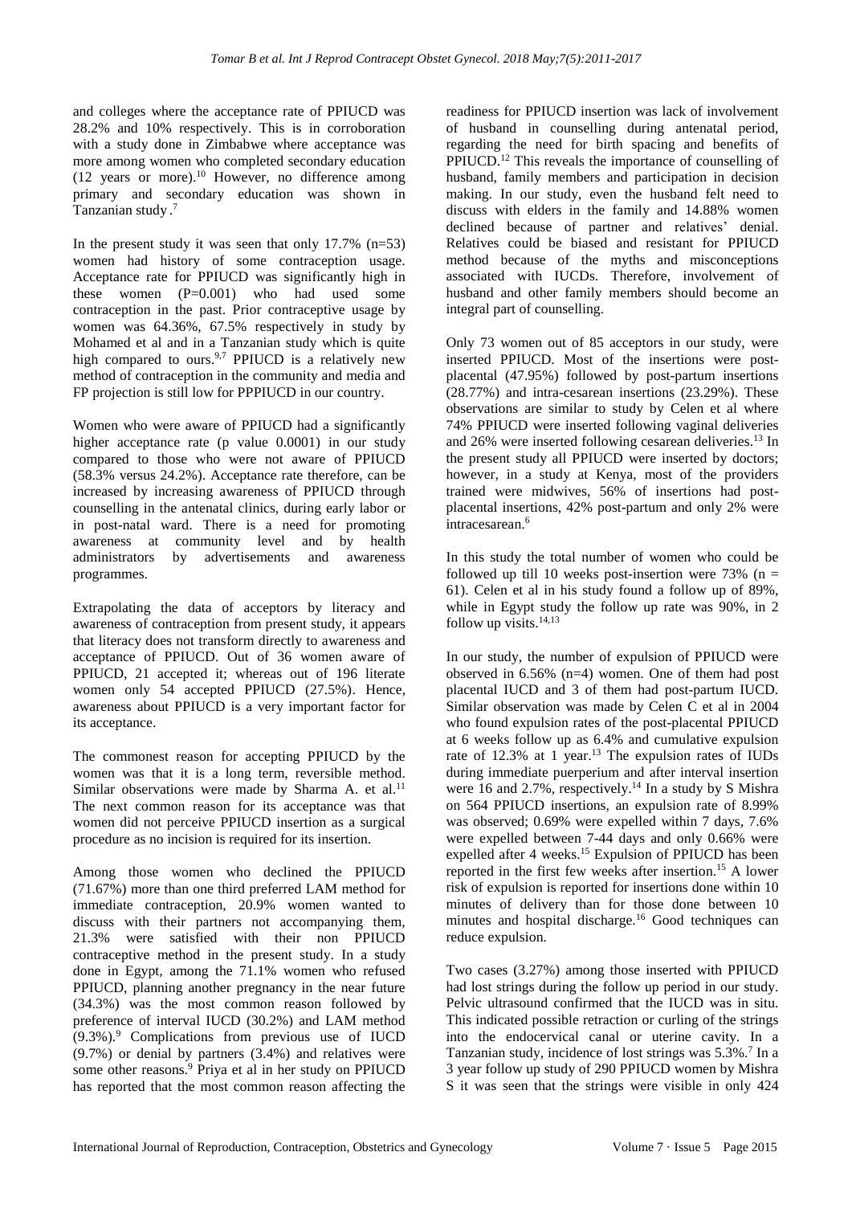and colleges where the acceptance rate of PPIUCD was 28.2% and 10% respectively. This is in corroboration with a study done in Zimbabwe where acceptance was more among women who completed secondary education (12 years or more).[10] However, no difference among primary and secondary education was shown in Tanzanian study.[7]

In the present study it was seen that only 17.7% (n=53) women had history of some contraception usage. Acceptance rate for PPIUCD was significantly high in these women (P=0.001) who had used some contraception in the past. Prior contraceptive usage by women was 64.36%, 67.5% respectively in study by Mohamed et al and in a Tanzanian study which is quite high compared to ours.[9,7] PPIUCD is a relatively new method of contraception in the community and media and FP projection is still low for PPPIUCD in our country.

Women who were aware of PPIUCD had a significantly higher acceptance rate (p value 0.0001) in our study compared to those who were not aware of PPIUCD (58.3% versus 24.2%). Acceptance rate therefore, can be increased by increasing awareness of PPIUCD through counselling in the antenatal clinics, during early labor or in post-natal ward. There is a need for promoting awareness at community level and by health administrators by advertisements and awareness programmes.

Extrapolating the data of acceptors by literacy and awareness of contraception from present study, it appears that literacy does not transform directly to awareness and acceptance of PPIUCD. Out of 36 women aware of PPIUCD, 21 accepted it; whereas out of 196 literate women only 54 accepted PPIUCD (27.5%). Hence, awareness about PPIUCD is a very important factor for its acceptance.

The commonest reason for accepting PPIUCD by the women was that it is a long term, reversible method. Similar observations were made by Sharma A. et al.[11] The next common reason for its acceptance was that women did not perceive PPIUCD insertion as a surgical procedure as no incision is required for its insertion.

Among those women who declined the PPIUCD (71.67%) more than one third preferred LAM method for immediate contraception, 20.9% women wanted to discuss with their partners not accompanying them, 21.3% were satisfied with their non PPIUCD contraceptive method in the present study. In a study done in Egypt, among the 71.1% women who refused PPIUCD, planning another pregnancy in the near future (34.3%) was the most common reason followed by preference of interval IUCD (30.2%) and LAM method (9.3%).[9] Complications from previous use of IUCD (9.7%) or denial by partners (3.4%) and relatives were some other reasons.[9] Priya et al in her study on PPIUCD has reported that the most common reason affecting the readiness for PPIUCD insertion was lack of involvement of husband in counselling during antenatal period, regarding the need for birth spacing and benefits of PPIUCD.[12] This reveals the importance of counselling of husband, family members and participation in decision making. In our study, even the husband felt need to discuss with elders in the family and 14.88% women declined because of partner and relatives' denial. Relatives could be biased and resistant for PPIUCD method because of the myths and misconceptions associated with IUCDs. Therefore, involvement of husband and other family members should become an integral part of counselling.

Only 73 women out of 85 acceptors in our study, were inserted PPIUCD. Most of the insertions were post-placental (47.95%) followed by post-partum insertions (28.77%) and intra-cesarean insertions (23.29%). These observations are similar to study by Celen et al where 74% PPIUCD were inserted following vaginal deliveries and 26% were inserted following cesarean deliveries.[13] In the present study all PPIUCD were inserted by doctors; however, in a study at Kenya, most of the providers trained were midwives, 56% of insertions had post-placental insertions, 42% post-partum and only 2% were intracesarean.[6]

In this study the total number of women who could be followed up till 10 weeks post-insertion were 73% (n = 61). Celen et al in his study found a follow up of 89%, while in Egypt study the follow up rate was 90%, in 2 follow up visits.[14,13]

In our study, the number of expulsion of PPIUCD were observed in 6.56% (n=4) women. One of them had post placental IUCD and 3 of them had post-partum IUCD. Similar observation was made by Celen C et al in 2004 who found expulsion rates of the post-placental PPIUCD at 6 weeks follow up as 6.4% and cumulative expulsion rate of 12.3% at 1 year.[13] The expulsion rates of IUDs during immediate puerperium and after interval insertion were 16 and 2.7%, respectively.[14] In a study by S Mishra on 564 PPIUCD insertions, an expulsion rate of 8.99% was observed; 0.69% were expelled within 7 days, 7.6% were expelled between 7-44 days and only 0.66% were expelled after 4 weeks.[15] Expulsion of PPIUCD has been reported in the first few weeks after insertion.[15] A lower risk of expulsion is reported for insertions done within 10 minutes of delivery than for those done between 10 minutes and hospital discharge.[16] Good techniques can reduce expulsion.

Two cases (3.27%) among those inserted with PPIUCD had lost strings during the follow up period in our study. Pelvic ultrasound confirmed that the IUCD was in situ. This indicated possible retraction or curling of the strings into the endocervical canal or uterine cavity. In a Tanzanian study, incidence of lost strings was 5.3%.[7] In a 3 year follow up study of 290 PPIUCD women by Mishra S it was seen that the strings were visible in only 424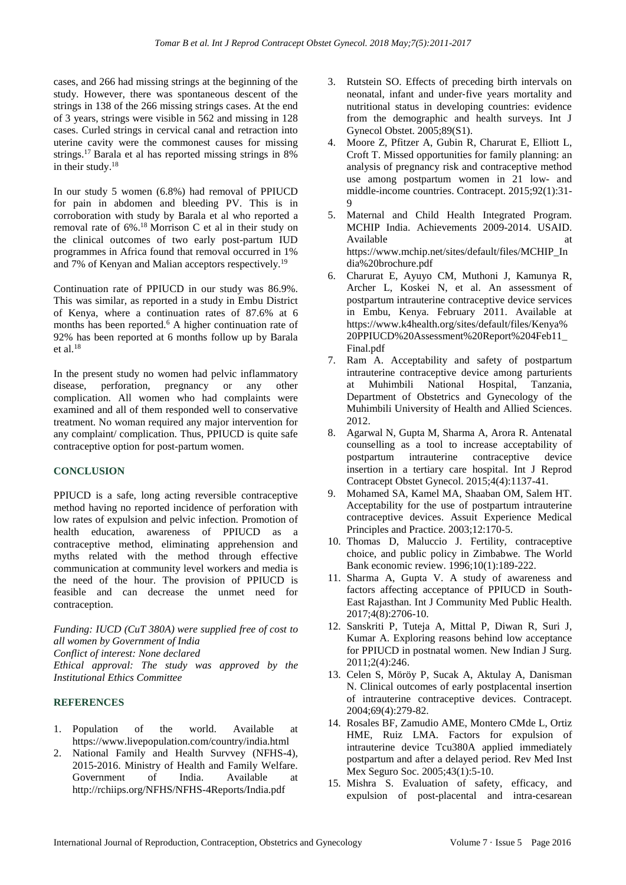cases, and 266 had missing strings at the beginning of the study. However, there was spontaneous descent of the strings in 138 of the 266 missing strings cases. At the end of 3 years, strings were visible in 562 and missing in 128 cases. Curled strings in cervical canal and retraction into uterine cavity were the commonest causes for missing strings.[17] Barala et al has reported missing strings in 8% in their study.[18]

In our study 5 women (6.8%) had removal of PPIUCD for pain in abdomen and bleeding PV. This is in corroboration with study by Barala et al who reported a removal rate of 6%.[18] Morrison C et al in their study on the clinical outcomes of two early post-partum IUD programmes in Africa found that removal occurred in 1% and 7% of Kenyan and Malian acceptors respectively.[19]

Continuation rate of PPIUCD in our study was 86.9%. This was similar, as reported in a study in Embu District of Kenya, where a continuation rates of 87.6% at 6 months has been reported.[6] A higher continuation rate of 92% has been reported at 6 months follow up by Barala et al.[18]

In the present study no women had pelvic inflammatory disease, perforation, pregnancy or any other complication. All women who had complaints were examined and all of them responded well to conservative treatment. No woman required any major intervention for any complaint/ complication. Thus, PPIUCD is quite safe contraceptive option for post-partum women.

## CONCLUSION

PPIUCD is a safe, long acting reversible contraceptive method having no reported incidence of perforation with low rates of expulsion and pelvic infection. Promotion of health education, awareness of PPIUCD as a contraceptive method, eliminating apprehension and myths related with the method through effective communication at community level workers and media is the need of the hour. The provision of PPIUCD is feasible and can decrease the unmet need for contraception.

*Funding: IUCD (CuT 380A) were supplied free of cost to all women by Government of India*
*Conflict of interest: None declared*
*Ethical approval: The study was approved by the Institutional Ethics Committee*

## REFERENCES

1. Population of the world. Available at https://www.livepopulation.com/country/india.html
2. National Family and Health Survvey (NFHS-4), 2015-2016. Ministry of Health and Family Welfare. Government of India. Available at http://rchiips.org/NFHS/NFHS-4Reports/India.pdf
3. Rutstein SO. Effects of preceding birth intervals on neonatal, infant and under-five years mortality and nutritional status in developing countries: evidence from the demographic and health surveys. Int J Gynecol Obstet. 2005;89(S1).
4. Moore Z, Pfitzer A, Gubin R, Charurat E, Elliott L, Croft T. Missed opportunities for family planning: an analysis of pregnancy risk and contraceptive method use among postpartum women in 21 low- and middle-income countries. Contracept. 2015;92(1):31-9
5. Maternal and Child Health Integrated Program. MCHIP India. Achievements 2009-2014. USAID. Available at https://www.mchip.net/sites/default/files/MCHIP_India%20brochure.pdf
6. Charurat E, Ayuyo CM, Muthoni J, Kamunya R, Archer L, Koskei N, et al. An assessment of postpartum intrauterine contraceptive device services in Embu, Kenya. February 2011. Available at https://www.k4health.org/sites/default/files/Kenya%20PPIUCD%20Assessment%20Report%204Feb11_Final.pdf
7. Ram A. Acceptability and safety of postpartum intrauterine contraceptive device among parturients at Muhimbili National Hospital, Tanzania, Department of Obstetrics and Gynecology of the Muhimbili University of Health and Allied Sciences. 2012.
8. Agarwal N, Gupta M, Sharma A, Arora R. Antenatal counselling as a tool to increase acceptability of postpartum intrauterine contraceptive device insertion in a tertiary care hospital. Int J Reprod Contracept Obstet Gynecol. 2015;4(4):1137-41.
9. Mohamed SA, Kamel MA, Shaaban OM, Salem HT. Acceptability for the use of postpartum intrauterine contraceptive devices. Assuit Experience Medical Principles and Practice. 2003;12:170-5.
10. Thomas D, Maluccio J. Fertility, contraceptive choice, and public policy in Zimbabwe. The World Bank economic review. 1996;10(1):189-222.
11. Sharma A, Gupta V. A study of awareness and factors affecting acceptance of PPIUCD in South-East Rajasthan. Int J Community Med Public Health. 2017;4(8):2706-10.
12. Sanskriti P, Tuteja A, Mittal P, Diwan R, Suri J, Kumar A. Exploring reasons behind low acceptance for PPIUCD in postnatal women. New Indian J Surg. 2011;2(4):246.
13. Celen S, Möröy P, Sucak A, Aktulay A, Danisman N. Clinical outcomes of early postplacental insertion of intrauterine contraceptive devices. Contracept. 2004;69(4):279-82.
14. Rosales BF, Zamudio AME, Montero CMde L, Ortiz HME, Ruiz LMA. Factors for expulsion of intrauterine device Tcu380A applied immediately postpartum and after a delayed period. Rev Med Inst Mex Seguro Soc. 2005;43(1):5-10.
15. Mishra S. Evaluation of safety, efficacy, and expulsion of post-placental and intra-cesarean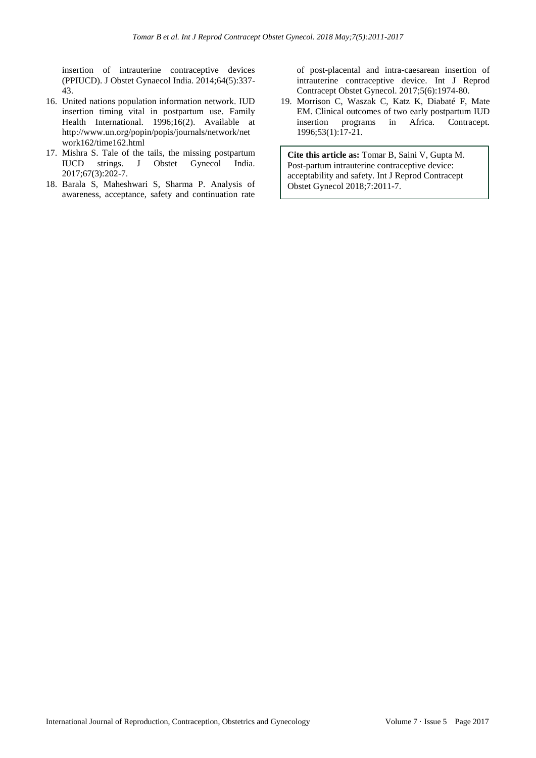insertion of intrauterine contraceptive devices (PPIUCD). J Obstet Gynaecol India. 2014;64(5):337-43.

16. United nations population information network. IUD insertion timing vital in postpartum use. Family Health International. 1996;16(2). Available at http://www.un.org/popin/popis/journals/network/network162/time162.html
17. Mishra S. Tale of the tails, the missing postpartum IUCD strings. J Obstet Gynecol India. 2017;67(3):202-7.
18. Barala S, Maheshwari S, Sharma P. Analysis of awareness, acceptance, safety and continuation rate of post-placental and intra-caesarean insertion of intrauterine contraceptive device. Int J Reprod Contracept Obstet Gynecol. 2017;5(6):1974-80.
19. Morrison C, Waszak C, Katz K, Diabaté F, Mate EM. Clinical outcomes of two early postpartum IUD insertion programs in Africa. Contracept. 1996;53(1):17-21.

**Cite this article as:** Tomar B, Saini V, Gupta M. Post-partum intrauterine contraceptive device: acceptability and safety. Int J Reprod Contracept Obstet Gynecol 2018;7:2011-7.